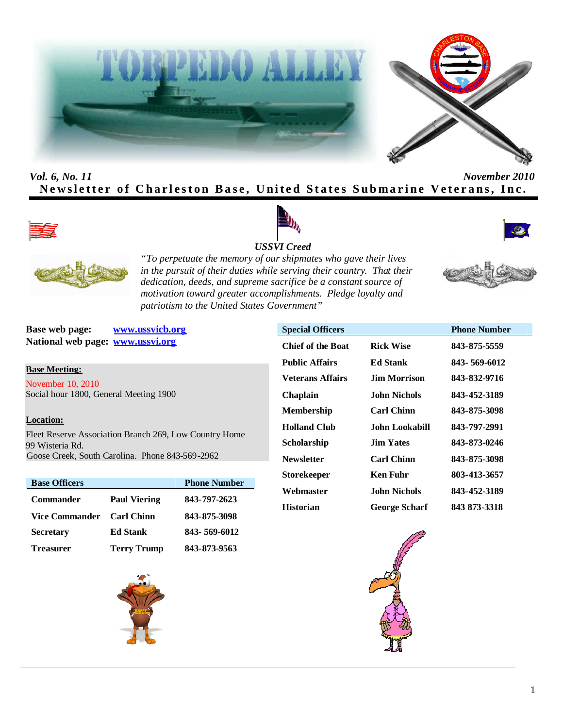# TORPEDO ALLEY

*Vol. 6, No. 11* *November 2010*

**Newsletter of Charleston Base, United States Submarine Veterans, Inc.**

***USSVI Creed***

*"To perpetuate the memory of our shipmates who gave their lives in the pursuit of their duties while serving their country. That their dedication, deeds, and supreme sacrifice be a constant source of motivation toward greater accomplishments. Pledge loyalty and patriotism to the United States Government"*

**Base web page:** www.ussvicb.org
**National web page:** www.ussvi.org

**Base Meeting:**
November 10, 2010
Social hour 1800, General Meeting 1900

**Location:**
Fleet Reserve Association Branch 269, Low Country Home
99 Wisteria Rd.
Goose Creek, South Carolina. Phone 843-569-2962

| Base Officers | | Phone Number |
|---|---|---|
| Commander | Paul Viering | 843-797-2623 |
| Vice Commander | Carl Chinn | 843-875-3098 |
| Secretary | Ed Stank | 843- 569-6012 |
| Treasurer | Terry Trump | 843-873-9563 |

| Special Officers | | Phone Number |
|---|---|---|
| Chief of the Boat | Rick Wise | 843-875-5559 |
| Public Affairs | Ed Stank | 843- 569-6012 |
| Veterans Affairs | Jim Morrison | 843-832-9716 |
| Chaplain | John Nichols | 843-452-3189 |
| Membership | Carl Chinn | 843-875-3098 |
| Holland Club | John Lookabill | 843-797-2991 |
| Scholarship | Jim Yates | 843-873-0246 |
| Newsletter | Carl Chinn | 843-875-3098 |
| Storekeeper | Ken Fuhr | 803-413-3657 |
| Webmaster | John Nichols | 843-452-3189 |
| Historian | George Scharf | 843 873-3318 |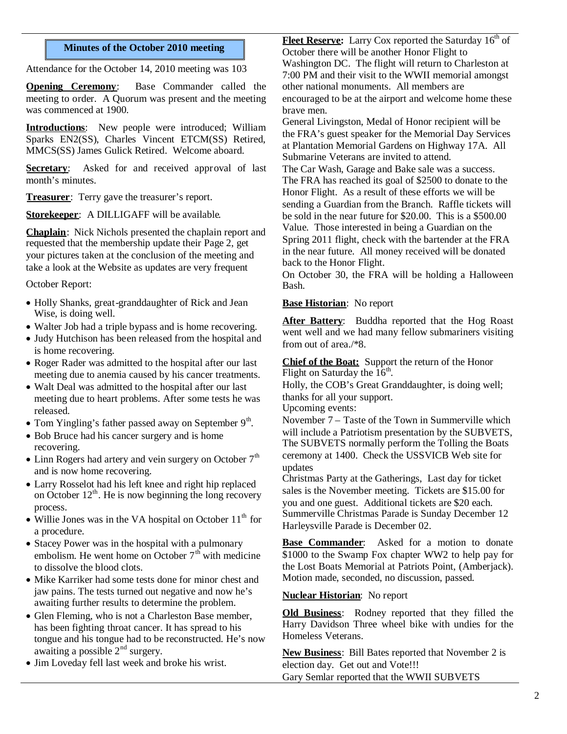## Minutes of the October 2010 meeting

Attendance for the October 14, 2010 meeting was 103

**Opening Ceremony**: Base Commander called the meeting to order. A Quorum was present and the meeting was commenced at 1900.

**Introductions**: New people were introduced; William Sparks EN2(SS), Charles Vincent ETCM(SS) Retired, MMCS(SS) James Gulick Retired. Welcome aboard.

**Secretary**: Asked for and received approval of last month's minutes.

**Treasurer**: Terry gave the treasurer's report.

**Storekeeper**: A DILLIGAFF will be available.

**Chaplain**: Nick Nichols presented the chaplain report and requested that the membership update their Page 2, get your pictures taken at the conclusion of the meeting and take a look at the Website as updates are very frequent

October Report:

- Holly Shanks, great-granddaughter of Rick and Jean Wise, is doing well.
- Walter Job had a triple bypass and is home recovering.
- Judy Hutchison has been released from the hospital and is home recovering.
- Roger Rader was admitted to the hospital after our last meeting due to anemia caused by his cancer treatments.
- Walt Deal was admitted to the hospital after our last meeting due to heart problems. After some tests he was released.
- Tom Yingling's father passed away on September 9th.
- Bob Bruce had his cancer surgery and is home recovering.
- Linn Rogers had artery and vein surgery on October 7th and is now home recovering.
- Larry Rosselot had his left knee and right hip replaced on October 12th. He is now beginning the long recovery process.
- Willie Jones was in the VA hospital on October 11th for a procedure.
- Stacey Power was in the hospital with a pulmonary embolism. He went home on October 7th with medicine to dissolve the blood clots.
- Mike Karriker had some tests done for minor chest and jaw pains. The tests turned out negative and now he's awaiting further results to determine the problem.
- Glen Fleming, who is not a Charleston Base member, has been fighting throat cancer. It has spread to his tongue and his tongue had to be reconstructed. He's now awaiting a possible 2nd surgery.
- Jim Loveday fell last week and broke his wrist.

**Fleet Reserve:** Larry Cox reported the Saturday 16th of October there will be another Honor Flight to Washington DC. The flight will return to Charleston at 7:00 PM and their visit to the WWII memorial amongst other national monuments. All members are encouraged to be at the airport and welcome home these brave men.
General Livingston, Medal of Honor recipient will be the FRA's guest speaker for the Memorial Day Services at Plantation Memorial Gardens on Highway 17A. All Submarine Veterans are invited to attend.
The Car Wash, Garage and Bake sale was a success. The FRA has reached its goal of $2500 to donate to the Honor Flight. As a result of these efforts we will be sending a Guardian from the Branch. Raffle tickets will be sold in the near future for $20.00. This is a $500.00 Value. Those interested in being a Guardian on the Spring 2011 flight, check with the bartender at the FRA in the near future. All money received will be donated back to the Honor Flight.
On October 30, the FRA will be holding a Halloween Bash.

**Base Historian**: No report

**After Battery**: Buddha reported that the Hog Roast went well and we had many fellow submariners visiting from out of area./*8.

**Chief of the Boat:** Support the return of the Honor Flight on Saturday the 16th.
Holly, the COB's Great Granddaughter, is doing well; thanks for all your support.
Upcoming events:
November 7 – Taste of the Town in Summerville which will include a Patriotism presentation by the SUBVETS, The SUBVETS normally perform the Tolling the Boats ceremony at 1400. Check the USSVICB Web site for updates
Christmas Party at the Gatherings, Last day for ticket sales is the November meeting. Tickets are $15.00 for you and one guest. Additional tickets are $20 each.
Summerville Christmas Parade is Sunday December 12
Harleysville Parade is December 02.

**Base Commander**: Asked for a motion to donate $1000 to the Swamp Fox chapter WW2 to help pay for the Lost Boats Memorial at Patriots Point, (Amberjack). Motion made, seconded, no discussion, passed.

**Nuclear Historian**: No report

**Old Business**: Rodney reported that they filled the Harry Davidson Three wheel bike with undies for the Homeless Veterans.

**New Business**: Bill Bates reported that November 2 is election day. Get out and Vote!!!
Gary Semlar reported that the WWII SUBVETS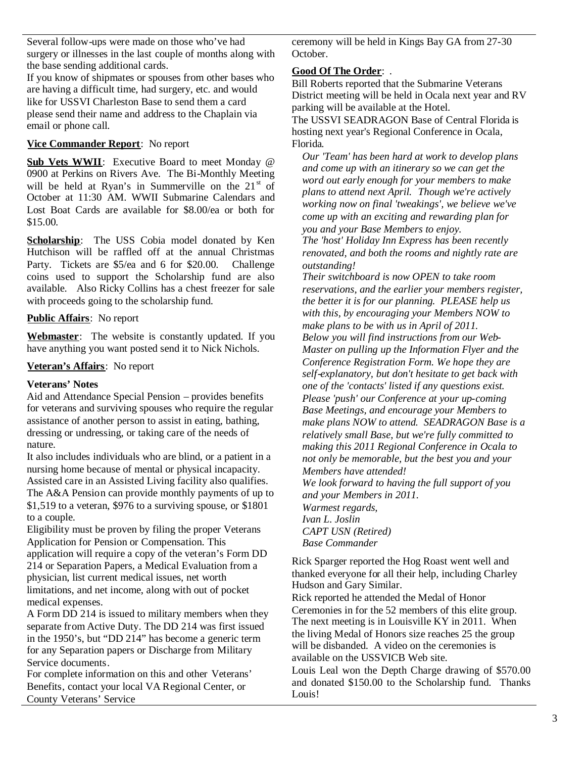Several follow-ups were made on those who've had surgery or illnesses in the last couple of months along with the base sending additional cards.

If you know of shipmates or spouses from other bases who are having a difficult time, had surgery, etc. and would like for USSVI Charleston Base to send them a card please send their name and address to the Chaplain via email or phone call.

**Vice Commander Report**: No report

**Sub Vets WWII**: Executive Board to meet Monday @ 0900 at Perkins on Rivers Ave. The Bi-Monthly Meeting will be held at Ryan's in Summerville on the 21st of October at 11:30 AM. WWII Submarine Calendars and Lost Boat Cards are available for $8.00/ea or both for $15.00.

**Scholarship**: The USS Cobia model donated by Ken Hutchison will be raffled off at the annual Christmas Party. Tickets are $5/ea and 6 for $20.00. Challenge coins used to support the Scholarship fund are also available. Also Ricky Collins has a chest freezer for sale with proceeds going to the scholarship fund.

**Public Affairs**: No report

**Webmaster**: The website is constantly updated. If you have anything you want posted send it to Nick Nichols.

**Veteran's Affairs**: No report

**Veterans' Notes**

Aid and Attendance Special Pension – provides benefits for veterans and surviving spouses who require the regular assistance of another person to assist in eating, bathing, dressing or undressing, or taking care of the needs of nature.

It also includes individuals who are blind, or a patient in a nursing home because of mental or physical incapacity. Assisted care in an Assisted Living facility also qualifies. The A&A Pension can provide monthly payments of up to $1,519 to a veteran, $976 to a surviving spouse, or $1801 to a couple.

Eligibility must be proven by filing the proper Veterans Application for Pension or Compensation. This application will require a copy of the veteran's Form DD 214 or Separation Papers, a Medical Evaluation from a physician, list current medical issues, net worth limitations, and net income, along with out of pocket medical expenses.

A Form DD 214 is issued to military members when they separate from Active Duty. The DD 214 was first issued in the 1950's, but "DD 214" has become a generic term for any Separation papers or Discharge from Military Service documents.

For complete information on this and other Veterans' Benefits, contact your local VA Regional Center, or County Veterans' Service

ceremony will be held in Kings Bay GA from 27-30 October.

**Good Of The Order**: .

Bill Roberts reported that the Submarine Veterans District meeting will be held in Ocala next year and RV parking will be available at the Hotel.

The USSVI SEADRAGON Base of Central Florida is hosting next year's Regional Conference in Ocala, Florida.

*Our 'Team' has been hard at work to develop plans and come up with an itinerary so we can get the word out early enough for your members to make plans to attend next April. Though we're actively working now on final 'tweakings', we believe we've come up with an exciting and rewarding plan for you and your Base Members to enjoy.*

*The 'host' Holiday Inn Express has been recently renovated, and both the rooms and nightly rate are outstanding!*

*Their switchboard is now OPEN to take room reservations, and the earlier your members register, the better it is for our planning. PLEASE help us with this, by encouraging your Members NOW to make plans to be with us in April of 2011.*

*Below you will find instructions from our Web-Master on pulling up the Information Flyer and the Conference Registration Form. We hope they are self-explanatory, but don't hesitate to get back with one of the 'contacts' listed if any questions exist.*

*Please 'push' our Conference at your up-coming Base Meetings, and encourage your Members to make plans NOW to attend. SEADRAGON Base is a relatively small Base, but we're fully committed to making this 2011 Regional Conference in Ocala to not only be memorable, but the best you and your Members have attended!*

*We look forward to having the full support of you and your Members in 2011.*

*Warmest regards,*
*Ivan L. Joslin*
*CAPT USN (Retired)*
*Base Commander*

Rick Sparger reported the Hog Roast went well and thanked everyone for all their help, including Charley Hudson and Gary Similar.

Rick reported he attended the Medal of Honor Ceremonies in for the 52 members of this elite group. The next meeting is in Louisville KY in 2011. When the living Medal of Honors size reaches 25 the group will be disbanded. A video on the ceremonies is available on the USSVICB Web site.

Louis Leal won the Depth Charge drawing of $570.00 and donated $150.00 to the Scholarship fund. Thanks Louis!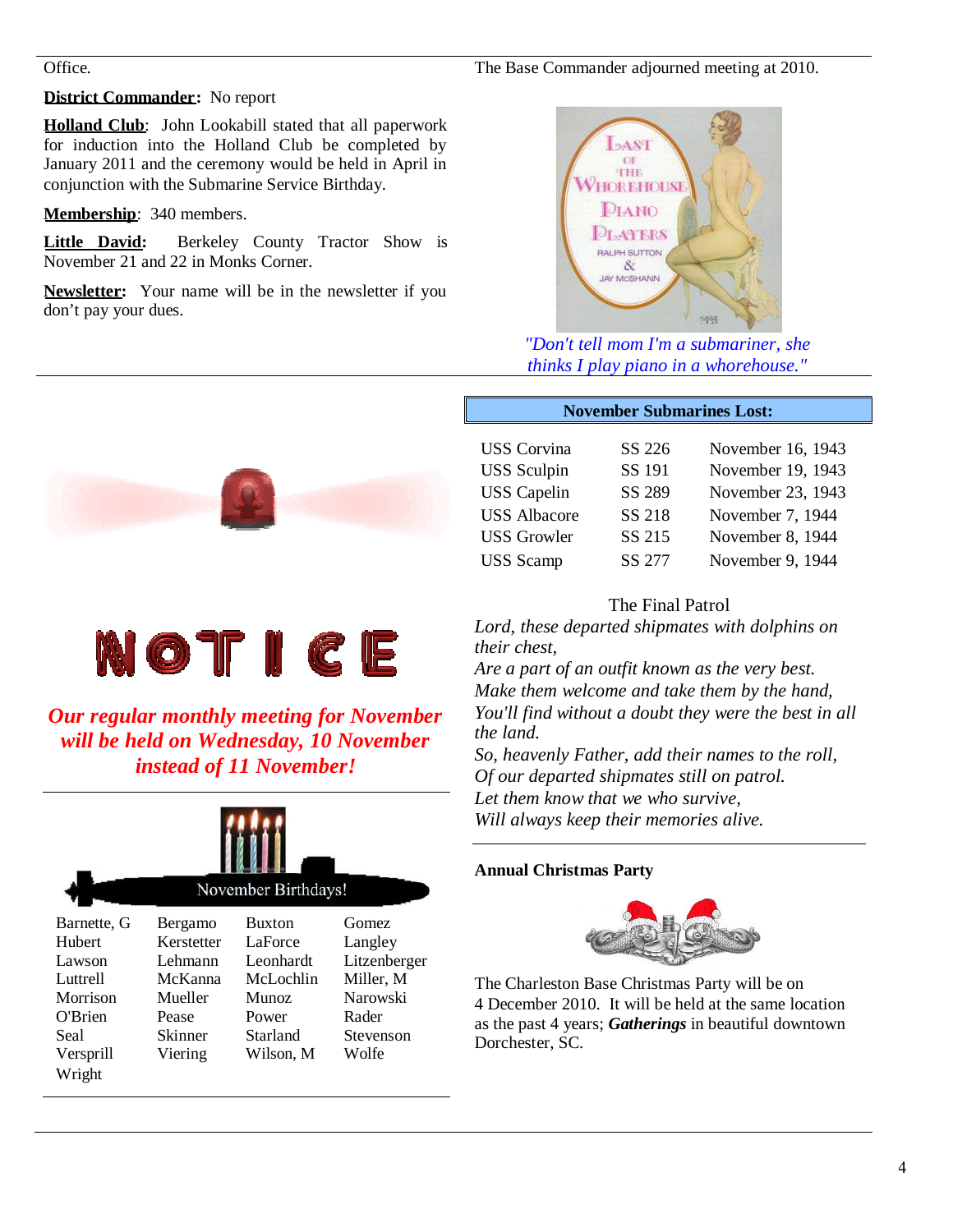Office.

**District Commander:** No report

**Holland Club**: John Lookabill stated that all paperwork for induction into the Holland Club be completed by January 2011 and the ceremony would be held in April in conjunction with the Submarine Service Birthday.

**Membership**: 340 members.

**Little David:** Berkeley County Tractor Show is November 21 and 22 in Monks Corner.

**Newsletter:** Your name will be in the newsletter if you don't pay your dues.

The Base Commander adjourned meeting at 2010.

*"Don't tell mom I'm a submariner, she thinks I play piano in a whorehouse."*

# NOTICE

***Our regular monthly meeting for November will be held on Wednesday, 10 November instead of 11 November!***

## November Birthdays!

| | | | |
|---|---|---|---|
| Barnette, G | Bergamo | Buxton | Gomez |
| Hubert | Kerstetter | LaForce | Langley |
| Lawson | Lehmann | Leonhardt | Litzenberger |
| Luttrell | McKanna | McLochlin | Miller, M |
| Morrison | Mueller | Munoz | Narowski |
| O'Brien | Pease | Power | Rader |
| Seal | Skinner | Starland | Stevenson |
| Versprill | Viering | Wilson, M | Wolfe |
| Wright | | | |

## November Submarines Lost:

| | | |
|---|---|---|
| USS Corvina | SS 226 | November 16, 1943 |
| USS Sculpin | SS 191 | November 19, 1943 |
| USS Capelin | SS 289 | November 23, 1943 |
| USS Albacore | SS 218 | November 7, 1944 |
| USS Growler | SS 215 | November 8, 1944 |
| USS Scamp | SS 277 | November 9, 1944 |

The Final Patrol

*Lord, these departed shipmates with dolphins on their chest,*
*Are a part of an outfit known as the very best.*
*Make them welcome and take them by the hand,*
*You'll find without a doubt they were the best in all the land.*
*So, heavenly Father, add their names to the roll,*
*Of our departed shipmates still on patrol.*
*Let them know that we who survive,*
*Will always keep their memories alive.*

**Annual Christmas Party**

The Charleston Base Christmas Party will be on 4 December 2010. It will be held at the same location as the past 4 years; ***Gatherings*** in beautiful downtown Dorchester, SC.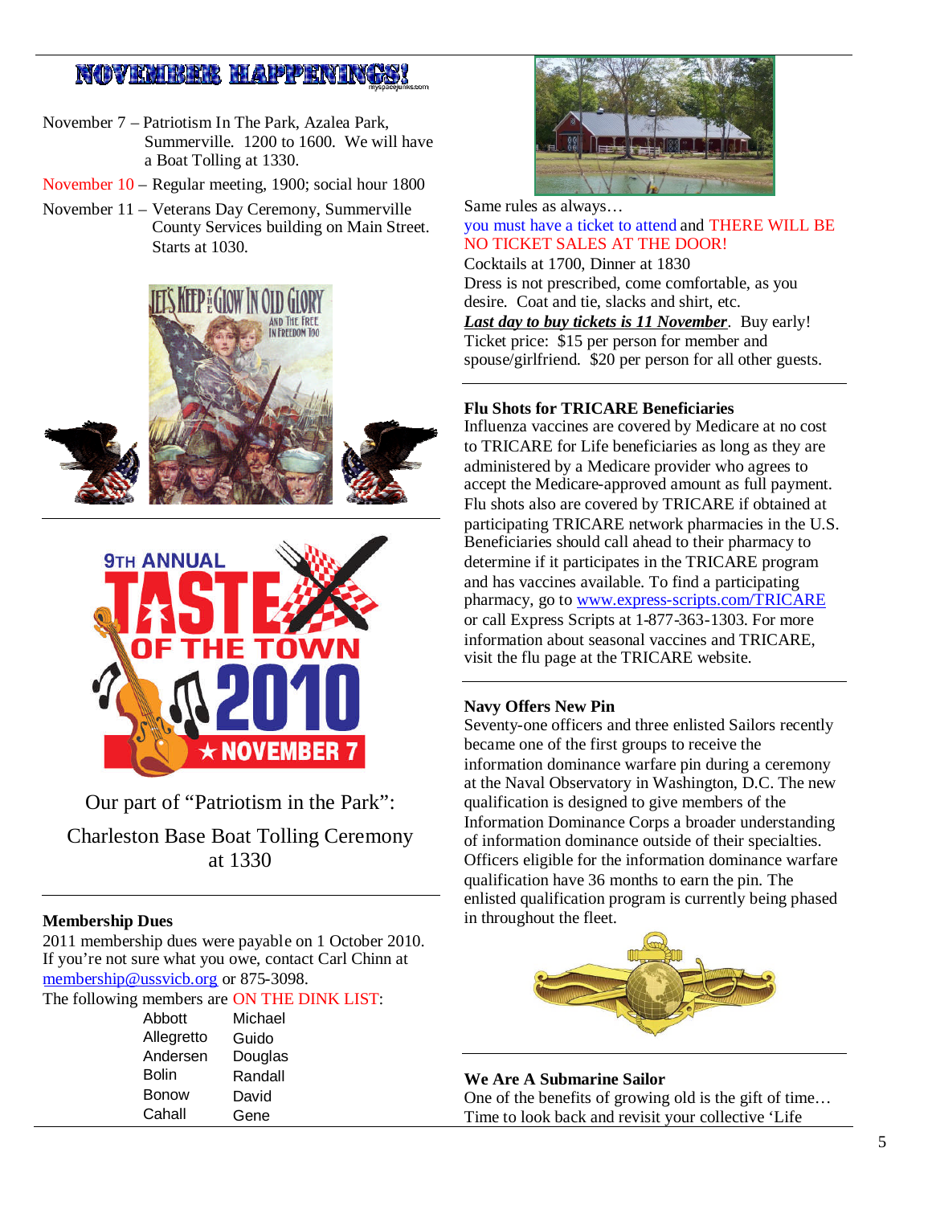# NOVEMBER HAPPENINGS!

November 7 – Patriotism In The Park, Azalea Park, Summerville. 1200 to 1600. We will have a Boat Tolling at 1330.

November 10 – Regular meeting, 1900; social hour 1800

November 11 – Veterans Day Ceremony, Summerville County Services building on Main Street. Starts at 1030.

Our part of "Patriotism in the Park": Charleston Base Boat Tolling Ceremony at 1330

## Membership Dues

2011 membership dues were payable on 1 October 2010. If you're not sure what you owe, contact Carl Chinn at membership@ussvicb.org or 875-3098.

The following members are ON THE DINK LIST:

| | |
|---|---|
| Abbott | Michael |
| Allegretto | Guido |
| Andersen | Douglas |
| Bolin | Randall |
| Bonow | David |
| Cahall | Gene |

Same rules as always…
you must have a ticket to attend and THERE WILL BE NO TICKET SALES AT THE DOOR!
Cocktails at 1700, Dinner at 1830
Dress is not prescribed, come comfortable, as you desire. Coat and tie, slacks and shirt, etc.
***Last day to buy tickets is 11 November***. Buy early!
Ticket price: $15 per person for member and spouse/girlfriend. $20 per person for all other guests.

## Flu Shots for TRICARE Beneficiaries

Influenza vaccines are covered by Medicare at no cost to TRICARE for Life beneficiaries as long as they are administered by a Medicare provider who agrees to accept the Medicare-approved amount as full payment. Flu shots also are covered by TRICARE if obtained at participating TRICARE network pharmacies in the U.S. Beneficiaries should call ahead to their pharmacy to determine if it participates in the TRICARE program and has vaccines available. To find a participating pharmacy, go to www.express-scripts.com/TRICARE or call Express Scripts at 1-877-363-1303. For more information about seasonal vaccines and TRICARE, visit the flu page at the TRICARE website.

## Navy Offers New Pin

Seventy-one officers and three enlisted Sailors recently became one of the first groups to receive the information dominance warfare pin during a ceremony at the Naval Observatory in Washington, D.C. The new qualification is designed to give members of the Information Dominance Corps a broader understanding of information dominance outside of their specialties. Officers eligible for the information dominance warfare qualification have 36 months to earn the pin. The enlisted qualification program is currently being phased in throughout the fleet.

## We Are A Submarine Sailor

One of the benefits of growing old is the gift of time… Time to look back and revisit your collective 'Life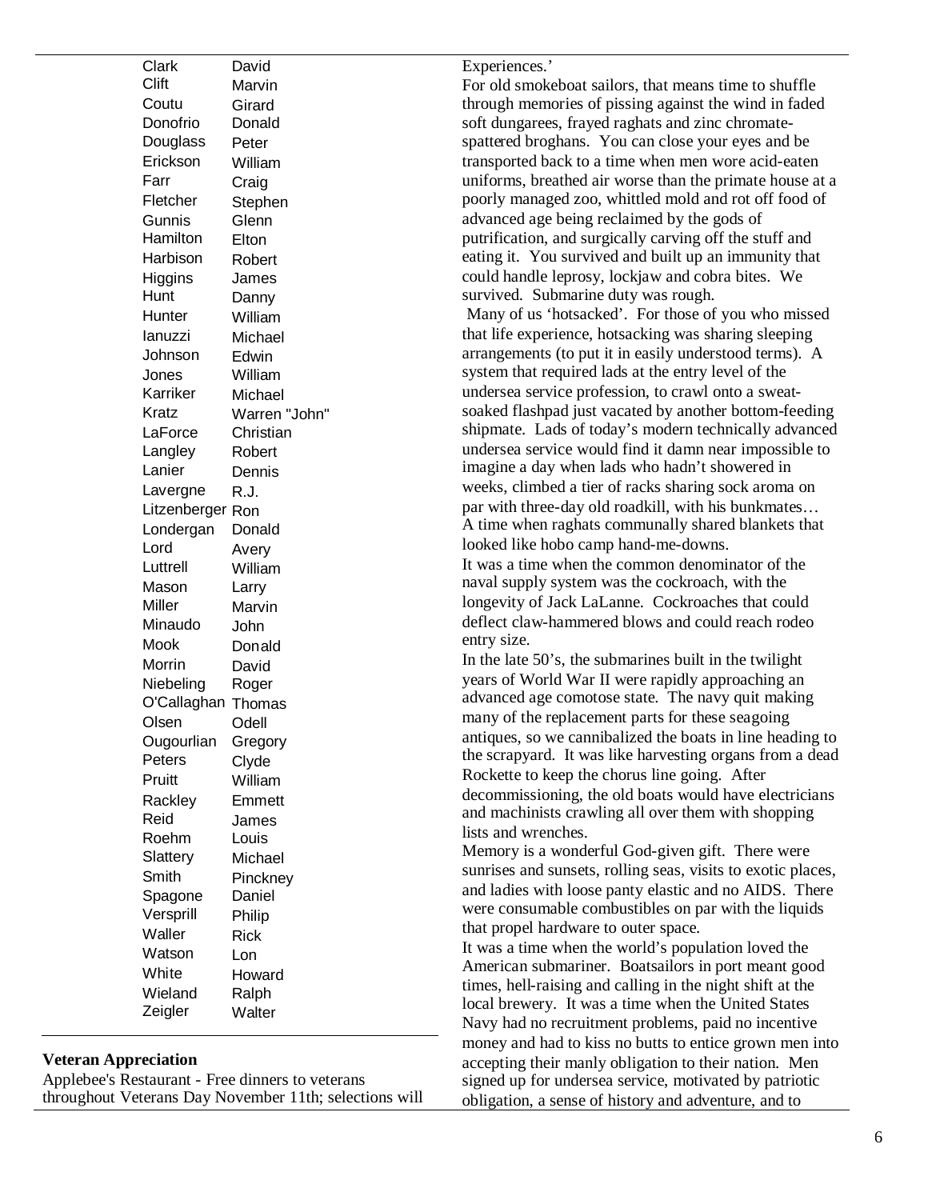| | |
|---|---|
| Clark | David |
| Clift | Marvin |
| Coutu | Girard |
| Donofrio | Donald |
| Douglass | Peter |
| Erickson | William |
| Farr | Craig |
| Fletcher | Stephen |
| Gunnis | Glenn |
| Hamilton | Elton |
| Harbison | Robert |
| Higgins | James |
| Hunt | Danny |
| Hunter | William |
| Ianuzzi | Michael |
| Johnson | Edwin |
| Jones | William |
| Karriker | Michael |
| Kratz | Warren "John" |
| LaForce | Christian |
| Langley | Robert |
| Lanier | Dennis |
| Lavergne | R.J. |
| Litzenberger | Ron |
| Londergan | Donald |
| Lord | Avery |
| Luttrell | William |
| Mason | Larry |
| Miller | Marvin |
| Minaudo | John |
| Mook | Donald |
| Morrin | David |
| Niebeling | Roger |
| O'Callaghan | Thomas |
| Olsen | Odell |
| Ougourlian | Gregory |
| Peters | Clyde |
| Pruitt | William |
| Rackley | Emmett |
| Reid | James |
| Roehm | Louis |
| Slattery | Michael |
| Smith | Pinckney |
| Spagone | Daniel |
| Versprill | Philip |
| Waller | Rick |
| Watson | Lon |
| White | Howard |
| Wieland | Ralph |
| Zeigler | Walter |

**Veteran Appreciation**

Applebee's Restaurant - Free dinners to veterans throughout Veterans Day November 11th; selections will

Experiences.'

For old smokeboat sailors, that means time to shuffle through memories of pissing against the wind in faded soft dungarees, frayed raghats and zinc chromate-spattered broghans. You can close your eyes and be transported back to a time when men wore acid-eaten uniforms, breathed air worse than the primate house at a poorly managed zoo, whittled mold and rot off food of advanced age being reclaimed by the gods of putrification, and surgically carving off the stuff and eating it. You survived and built up an immunity that could handle leprosy, lockjaw and cobra bites. We survived. Submarine duty was rough.

Many of us 'hotsacked'. For those of you who missed that life experience, hotsacking was sharing sleeping arrangements (to put it in easily understood terms). A system that required lads at the entry level of the undersea service profession, to crawl onto a sweat-soaked flashpad just vacated by another bottom-feeding shipmate. Lads of today's modern technically advanced undersea service would find it damn near impossible to imagine a day when lads who hadn't showered in weeks, climbed a tier of racks sharing sock aroma on par with three-day old roadkill, with his bunkmates… A time when raghats communally shared blankets that looked like hobo camp hand-me-downs.

It was a time when the common denominator of the naval supply system was the cockroach, with the longevity of Jack LaLanne. Cockroaches that could deflect claw-hammered blows and could reach rodeo entry size.

In the late 50's, the submarines built in the twilight years of World War II were rapidly approaching an advanced age comotose state. The navy quit making many of the replacement parts for these seagoing antiques, so we cannibalized the boats in line heading to the scrapyard. It was like harvesting organs from a dead Rockette to keep the chorus line going. After decommissioning, the old boats would have electricians and machinists crawling all over them with shopping lists and wrenches.

Memory is a wonderful God-given gift. There were sunrises and sunsets, rolling seas, visits to exotic places, and ladies with loose panty elastic and no AIDS. There were consumable combustibles on par with the liquids that propel hardware to outer space.

It was a time when the world's population loved the American submariner. Boatsailors in port meant good times, hell-raising and calling in the night shift at the local brewery. It was a time when the United States Navy had no recruitment problems, paid no incentive money and had to kiss no butts to entice grown men into accepting their manly obligation to their nation. Men signed up for undersea service, motivated by patriotic obligation, a sense of history and adventure, and to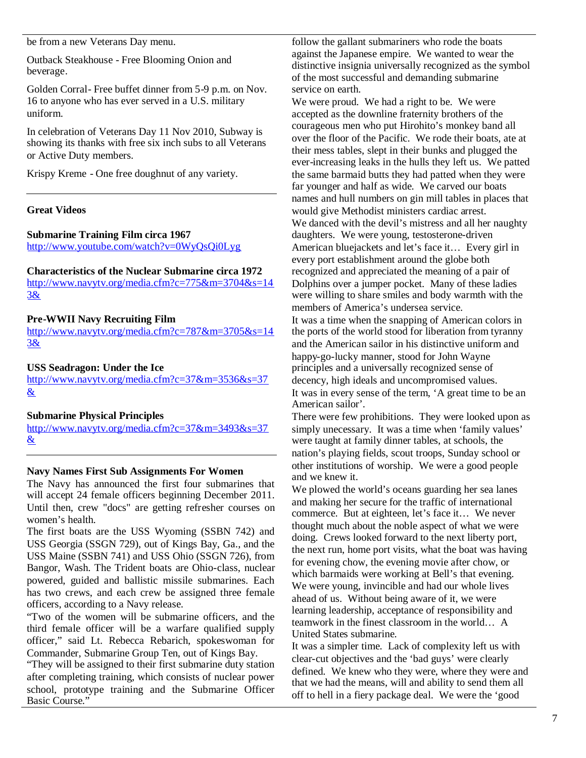be from a new Veterans Day menu.

Outback Steakhouse - Free Blooming Onion and beverage.

Golden Corral- Free buffet dinner from 5-9 p.m. on Nov. 16 to anyone who has ever served in a U.S. military uniform.

In celebration of Veterans Day 11 Nov 2010, Subway is showing its thanks with free six inch subs to all Veterans or Active Duty members.

Krispy Kreme - One free doughnut of any variety.

---

**Great Videos**

**Submarine Training Film circa 1967**
http://www.youtube.com/watch?v=0WyQsQi0Lyg

**Characteristics of the Nuclear Submarine circa 1972**
http://www.navytv.org/media.cfm?c=775&m=3704&s=143&

**Pre-WWII Navy Recruiting Film**
http://www.navytv.org/media.cfm?c=787&m=3705&s=143&

**USS Seadragon: Under the Ice**
http://www.navytv.org/media.cfm?c=37&m=3536&s=37&

**Submarine Physical Principles**
http://www.navytv.org/media.cfm?c=37&m=3493&s=37&

---

**Navy Names First Sub Assignments For Women**

The Navy has announced the first four submarines that will accept 24 female officers beginning December 2011. Until then, crew "docs" are getting refresher courses on women's health.

The first boats are the USS Wyoming (SSBN 742) and USS Georgia (SSGN 729), out of Kings Bay, Ga., and the USS Maine (SSBN 741) and USS Ohio (SSGN 726), from Bangor, Wash. The Trident boats are Ohio-class, nuclear powered, guided and ballistic missile submarines. Each has two crews, and each crew be assigned three female officers, according to a Navy release.

"Two of the women will be submarine officers, and the third female officer will be a warfare qualified supply officer," said Lt. Rebecca Rebarich, spokeswoman for Commander, Submarine Group Ten, out of Kings Bay.

"They will be assigned to their first submarine duty station after completing training, which consists of nuclear power school, prototype training and the Submarine Officer Basic Course."

follow the gallant submariners who rode the boats against the Japanese empire. We wanted to wear the distinctive insignia universally recognized as the symbol of the most successful and demanding submarine service on earth.

We were proud. We had a right to be. We were accepted as the downline fraternity brothers of the courageous men who put Hirohito's monkey band all over the floor of the Pacific. We rode their boats, ate at their mess tables, slept in their bunks and plugged the ever-increasing leaks in the hulls they left us. We patted the same barmaid butts they had patted when they were far younger and half as wide. We carved our boats names and hull numbers on gin mill tables in places that would give Methodist ministers cardiac arrest.

We danced with the devil's mistress and all her naughty daughters. We were young, testosterone-driven American bluejackets and let's face it… Every girl in every port establishment around the globe both recognized and appreciated the meaning of a pair of Dolphins over a jumper pocket. Many of these ladies were willing to share smiles and body warmth with the members of America's undersea service.

It was a time when the snapping of American colors in the ports of the world stood for liberation from tyranny and the American sailor in his distinctive uniform and happy-go-lucky manner, stood for John Wayne principles and a universally recognized sense of decency, high ideals and uncompromised values.

It was in every sense of the term, 'A great time to be an American sailor'.

There were few prohibitions. They were looked upon as simply unnecessary. It was a time when 'family values' were taught at family dinner tables, at schools, the nation's playing fields, scout troops, Sunday school or other institutions of worship. We were a good people and we knew it.

We plowed the world's oceans guarding her sea lanes and making her secure for the traffic of international commerce. But at eighteen, let's face it… We never thought much about the noble aspect of what we were doing. Crews looked forward to the next liberty port, the next run, home port visits, what the boat was having for evening chow, the evening movie after chow, or which barmaids were working at Bell's that evening. We were young, invincible and had our whole lives ahead of us. Without being aware of it, we were learning leadership, acceptance of responsibility and teamwork in the finest classroom in the world… A United States submarine.

It was a simpler time. Lack of complexity left us with clear-cut objectives and the 'bad guys' were clearly defined. We knew who they were, where they were and that we had the means, will and ability to send them all off to hell in a fiery package deal. We were the 'good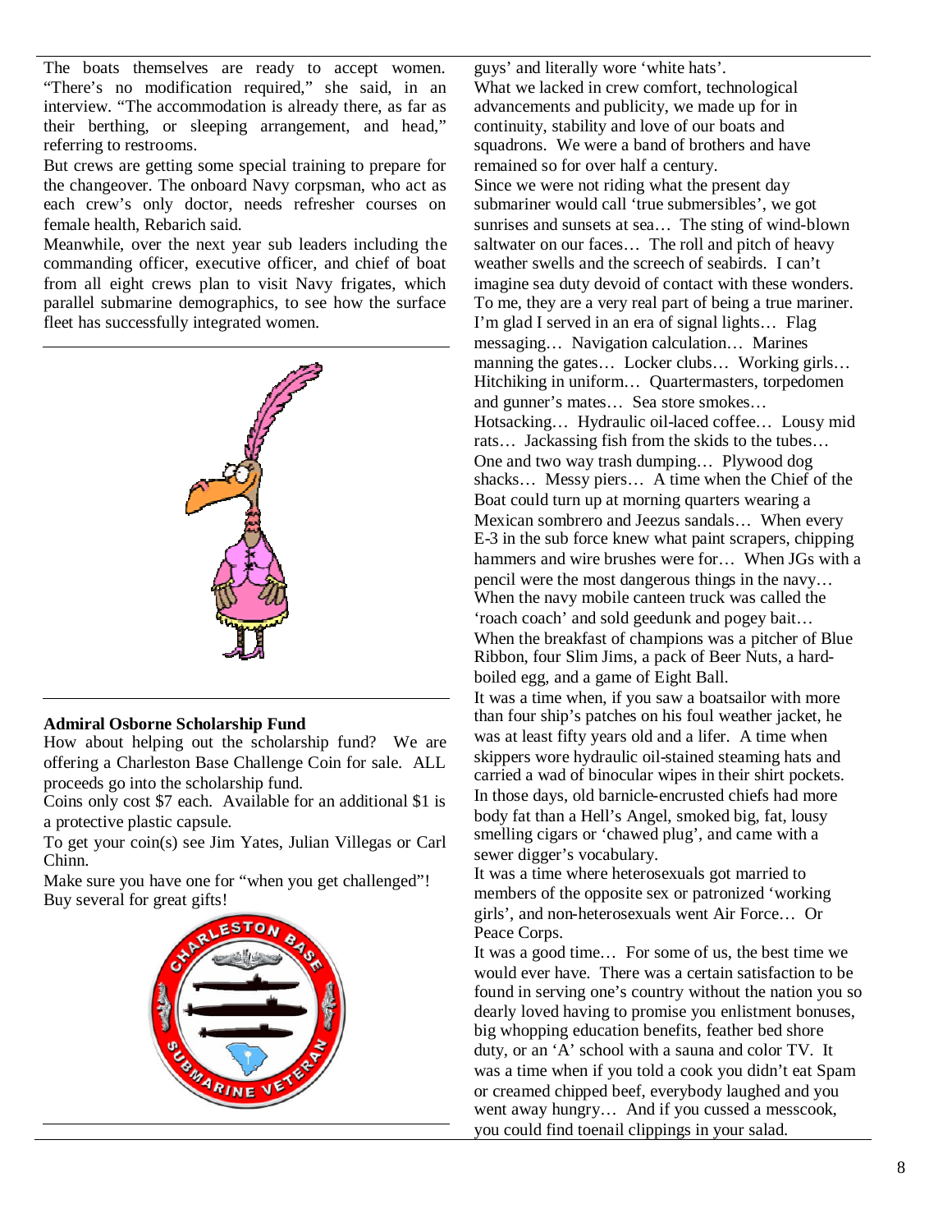The boats themselves are ready to accept women. "There's no modification required," she said, in an interview. "The accommodation is already there, as far as their berthing, or sleeping arrangement, and head," referring to restrooms.

But crews are getting some special training to prepare for the changeover. The onboard Navy corpsman, who act as each crew's only doctor, needs refresher courses on female health, Rebarich said.

Meanwhile, over the next year sub leaders including the commanding officer, executive officer, and chief of boat from all eight crews plan to visit Navy frigates, which parallel submarine demographics, to see how the surface fleet has successfully integrated women.

**Admiral Osborne Scholarship Fund**

How about helping out the scholarship fund? We are offering a Charleston Base Challenge Coin for sale. ALL proceeds go into the scholarship fund.

Coins only cost $7 each. Available for an additional $1 is a protective plastic capsule.

To get your coin(s) see Jim Yates, Julian Villegas or Carl Chinn.

Make sure you have one for "when you get challenged"! Buy several for great gifts!

guys' and literally wore 'white hats'.

What we lacked in crew comfort, technological advancements and publicity, we made up for in continuity, stability and love of our boats and squadrons. We were a band of brothers and have remained so for over half a century.

Since we were not riding what the present day submariner would call 'true submersibles', we got sunrises and sunsets at sea… The sting of wind-blown saltwater on our faces… The roll and pitch of heavy weather swells and the screech of seabirds. I can't imagine sea duty devoid of contact with these wonders. To me, they are a very real part of being a true mariner. I'm glad I served in an era of signal lights… Flag messaging… Navigation calculation… Marines manning the gates… Locker clubs… Working girls… Hitchiking in uniform… Quartermasters, torpedomen and gunner's mates… Sea store smokes… Hotsacking… Hydraulic oil-laced coffee… Lousy mid rats… Jackassing fish from the skids to the tubes… One and two way trash dumping… Plywood dog shacks… Messy piers… A time when the Chief of the Boat could turn up at morning quarters wearing a Mexican sombrero and Jeezus sandals… When every E-3 in the sub force knew what paint scrapers, chipping hammers and wire brushes were for… When JGs with a pencil were the most dangerous things in the navy… When the navy mobile canteen truck was called the 'roach coach' and sold geedunk and pogey bait… When the breakfast of champions was a pitcher of Blue Ribbon, four Slim Jims, a pack of Beer Nuts, a hard-boiled egg, and a game of Eight Ball.

It was a time when, if you saw a boatsailor with more than four ship's patches on his foul weather jacket, he was at least fifty years old and a lifer. A time when skippers wore hydraulic oil-stained steaming hats and carried a wad of binocular wipes in their shirt pockets. In those days, old barnicle-encrusted chiefs had more body fat than a Hell's Angel, smoked big, fat, lousy smelling cigars or 'chawed plug', and came with a sewer digger's vocabulary.

It was a time where heterosexuals got married to members of the opposite sex or patronized 'working girls', and non-heterosexuals went Air Force… Or Peace Corps.

It was a good time… For some of us, the best time we would ever have. There was a certain satisfaction to be found in serving one's country without the nation you so dearly loved having to promise you enlistment bonuses, big whopping education benefits, feather bed shore duty, or an 'A' school with a sauna and color TV. It was a time when if you told a cook you didn't eat Spam or creamed chipped beef, everybody laughed and you went away hungry… And if you cussed a messcook, you could find toenail clippings in your salad.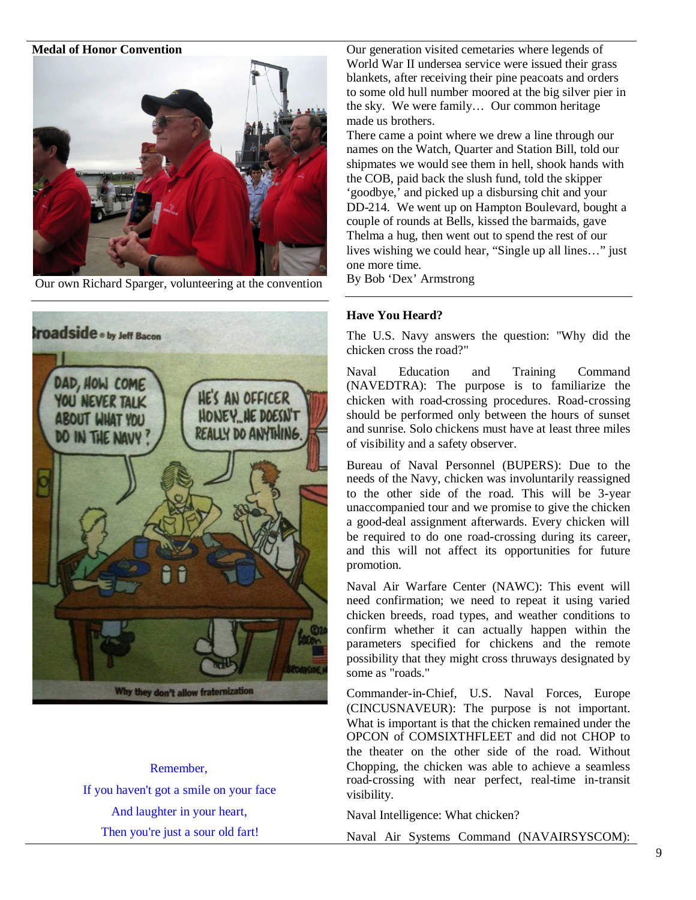**Medal of Honor Convention**

Our own Richard Sparger, volunteering at the convention

Remember,

If you haven't got a smile on your face

And laughter in your heart,

Then you're just a sour old fart!

Our generation visited cemetaries where legends of World War II undersea service were issued their grass blankets, after receiving their pine peacoats and orders to some old hull number moored at the big silver pier in the sky. We were family… Our common heritage made us brothers.

There came a point where we drew a line through our names on the Watch, Quarter and Station Bill, told our shipmates we would see them in hell, shook hands with the COB, paid back the slush fund, told the skipper 'goodbye,' and picked up a disbursing chit and your DD-214. We went up on Hampton Boulevard, bought a couple of rounds at Bells, kissed the barmaids, gave Thelma a hug, then went out to spend the rest of our lives wishing we could hear, "Single up all lines…" just one more time.

By Bob 'Dex' Armstrong

**Have You Heard?**

The U.S. Navy answers the question: "Why did the chicken cross the road?"

Naval Education and Training Command (NAVEDTRA): The purpose is to familiarize the chicken with road-crossing procedures. Road-crossing should be performed only between the hours of sunset and sunrise. Solo chickens must have at least three miles of visibility and a safety observer.

Bureau of Naval Personnel (BUPERS): Due to the needs of the Navy, chicken was involuntarily reassigned to the other side of the road. This will be 3-year unaccompanied tour and we promise to give the chicken a good-deal assignment afterwards. Every chicken will be required to do one road-crossing during its career, and this will not affect its opportunities for future promotion.

Naval Air Warfare Center (NAWC): This event will need confirmation; we need to repeat it using varied chicken breeds, road types, and weather conditions to confirm whether it can actually happen within the parameters specified for chickens and the remote possibility that they might cross thruways designated by some as "roads."

Commander-in-Chief, U.S. Naval Forces, Europe (CINCUSNAVEUR): The purpose is not important. What is important is that the chicken remained under the OPCON of COMSIXTHFLEET and did not CHOP to the theater on the other side of the road. Without Chopping, the chicken was able to achieve a seamless road-crossing with near perfect, real-time in-transit visibility.

Naval Intelligence: What chicken?

Naval Air Systems Command (NAVAIRSYSCOM):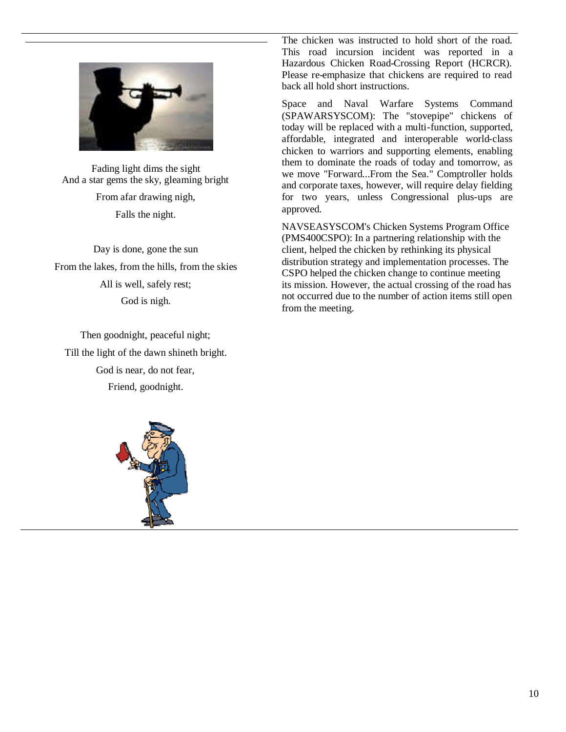Fading light dims the sight
And a star gems the sky, gleaming bright
From afar drawing nigh,
Falls the night.

Day is done, gone the sun
From the lakes, from the hills, from the skies
All is well, safely rest;
God is nigh.

Then goodnight, peaceful night;
Till the light of the dawn shineth bright.
God is near, do not fear,
Friend, goodnight.

The chicken was instructed to hold short of the road. This road incursion incident was reported in a Hazardous Chicken Road-Crossing Report (HCRCR). Please re-emphasize that chickens are required to read back all hold short instructions.

Space and Naval Warfare Systems Command (SPAWARSYSCOM): The "stovepipe" chickens of today will be replaced with a multi-function, supported, affordable, integrated and interoperable world-class chicken to warriors and supporting elements, enabling them to dominate the roads of today and tomorrow, as we move "Forward...From the Sea." Comptroller holds and corporate taxes, however, will require delay fielding for two years, unless Congressional plus-ups are approved.

NAVSEASYSCOM's Chicken Systems Program Office (PMS400CSPO): In a partnering relationship with the client, helped the chicken by rethinking its physical distribution strategy and implementation processes. The CSPO helped the chicken change to continue meeting its mission. However, the actual crossing of the road has not occurred due to the number of action items still open from the meeting.